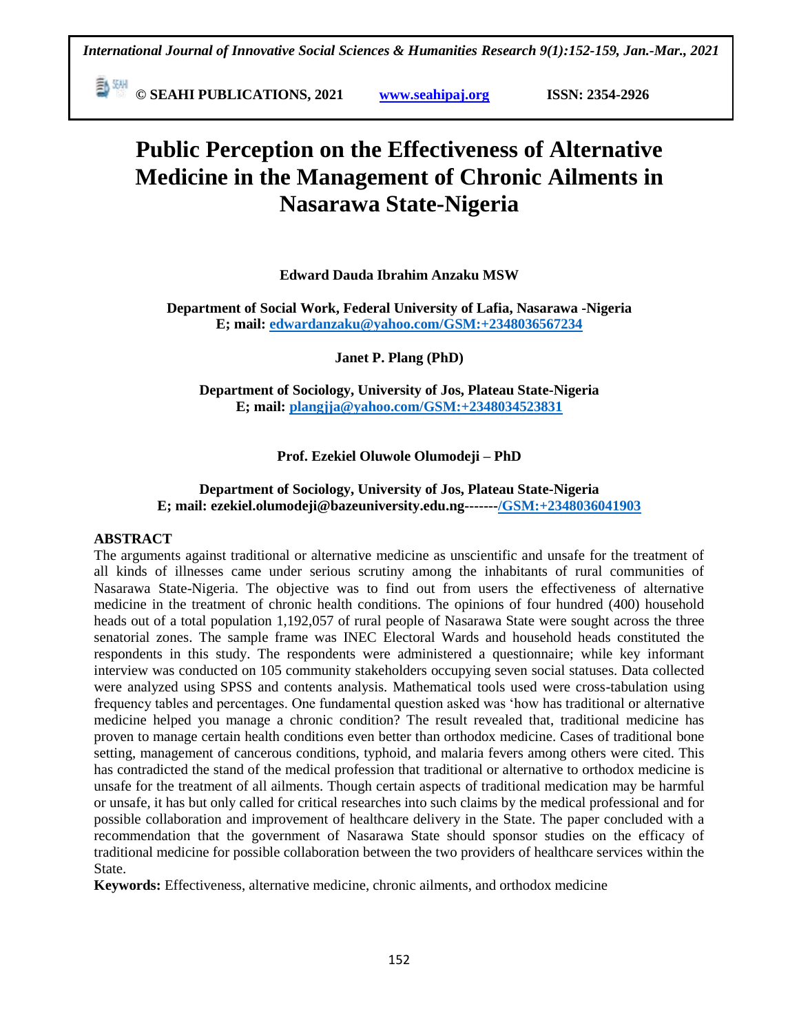# Public Perception on the Effectiveness of Alternative Medicine in the Management of Chronic Ailments in Nasarawa State-Nigeria

**Edward Dauda Ibrahim Anzaku MSW**

**Department of Social Work, Federal University of Lafia, Nasarawa -Nigeria**
**E; mail: edwardanzaku@yahoo.com/GSM:+2348036567234**

**Janet P. Plang (PhD)**

**Department of Sociology, University of Jos, Plateau State-Nigeria**
**E; mail: plangjja@yahoo.com/GSM:+2348034523831**

**Prof. Ezekiel Oluwole Olumodeji – PhD**

**Department of Sociology, University of Jos, Plateau State-Nigeria**
**E; mail: ezekiel.olumodeji@bazeuniversity.edu.ng-------/GSM:+2348036041903**

## ABSTRACT

The arguments against traditional or alternative medicine as unscientific and unsafe for the treatment of all kinds of illnesses came under serious scrutiny among the inhabitants of rural communities of Nasarawa State-Nigeria. The objective was to find out from users the effectiveness of alternative medicine in the treatment of chronic health conditions. The opinions of four hundred (400) household heads out of a total population 1,192,057 of rural people of Nasarawa State were sought across the three senatorial zones. The sample frame was INEC Electoral Wards and household heads constituted the respondents in this study. The respondents were administered a questionnaire; while key informant interview was conducted on 105 community stakeholders occupying seven social statuses. Data collected were analyzed using SPSS and contents analysis. Mathematical tools used were cross-tabulation using frequency tables and percentages. One fundamental question asked was 'how has traditional or alternative medicine helped you manage a chronic condition? The result revealed that, traditional medicine has proven to manage certain health conditions even better than orthodox medicine. Cases of traditional bone setting, management of cancerous conditions, typhoid, and malaria fevers among others were cited. This has contradicted the stand of the medical profession that traditional or alternative to orthodox medicine is unsafe for the treatment of all ailments. Though certain aspects of traditional medication may be harmful or unsafe, it has but only called for critical researches into such claims by the medical professional and for possible collaboration and improvement of healthcare delivery in the State. The paper concluded with a recommendation that the government of Nasarawa State should sponsor studies on the efficacy of traditional medicine for possible collaboration between the two providers of healthcare services within the State.

**Keywords:** Effectiveness, alternative medicine, chronic ailments, and orthodox medicine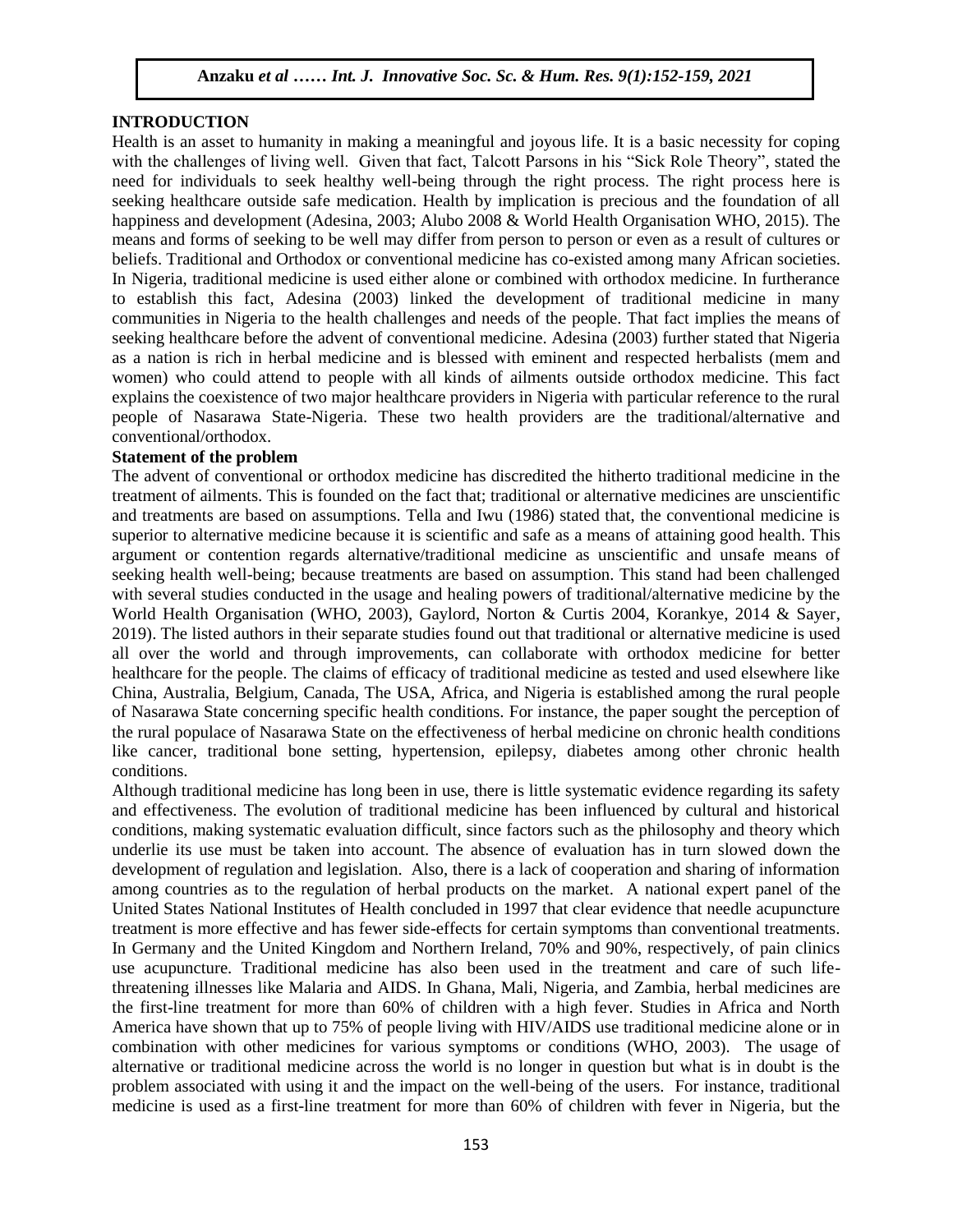## INTRODUCTION

Health is an asset to humanity in making a meaningful and joyous life. It is a basic necessity for coping with the challenges of living well. Given that fact, Talcott Parsons in his "Sick Role Theory", stated the need for individuals to seek healthy well-being through the right process. The right process here is seeking healthcare outside safe medication. Health by implication is precious and the foundation of all happiness and development (Adesina, 2003; Alubo 2008 & World Health Organisation WHO, 2015). The means and forms of seeking to be well may differ from person to person or even as a result of cultures or beliefs. Traditional and Orthodox or conventional medicine has co-existed among many African societies. In Nigeria, traditional medicine is used either alone or combined with orthodox medicine. In furtherance to establish this fact, Adesina (2003) linked the development of traditional medicine in many communities in Nigeria to the health challenges and needs of the people. That fact implies the means of seeking healthcare before the advent of conventional medicine. Adesina (2003) further stated that Nigeria as a nation is rich in herbal medicine and is blessed with eminent and respected herbalists (mem and women) who could attend to people with all kinds of ailments outside orthodox medicine. This fact explains the coexistence of two major healthcare providers in Nigeria with particular reference to the rural people of Nasarawa State-Nigeria. These two health providers are the traditional/alternative and conventional/orthodox.

### Statement of the problem

The advent of conventional or orthodox medicine has discredited the hitherto traditional medicine in the treatment of ailments. This is founded on the fact that; traditional or alternative medicines are unscientific and treatments are based on assumptions. Tella and Iwu (1986) stated that, the conventional medicine is superior to alternative medicine because it is scientific and safe as a means of attaining good health. This argument or contention regards alternative/traditional medicine as unscientific and unsafe means of seeking health well-being; because treatments are based on assumption. This stand had been challenged with several studies conducted in the usage and healing powers of traditional/alternative medicine by the World Health Organisation (WHO, 2003), Gaylord, Norton & Curtis 2004, Korankye, 2014 & Sayer, 2019). The listed authors in their separate studies found out that traditional or alternative medicine is used all over the world and through improvements, can collaborate with orthodox medicine for better healthcare for the people. The claims of efficacy of traditional medicine as tested and used elsewhere like China, Australia, Belgium, Canada, The USA, Africa, and Nigeria is established among the rural people of Nasarawa State concerning specific health conditions. For instance, the paper sought the perception of the rural populace of Nasarawa State on the effectiveness of herbal medicine on chronic health conditions like cancer, traditional bone setting, hypertension, epilepsy, diabetes among other chronic health conditions.

Although traditional medicine has long been in use, there is little systematic evidence regarding its safety and effectiveness. The evolution of traditional medicine has been influenced by cultural and historical conditions, making systematic evaluation difficult, since factors such as the philosophy and theory which underlie its use must be taken into account. The absence of evaluation has in turn slowed down the development of regulation and legislation. Also, there is a lack of cooperation and sharing of information among countries as to the regulation of herbal products on the market. A national expert panel of the United States National Institutes of Health concluded in 1997 that clear evidence that needle acupuncture treatment is more effective and has fewer side-effects for certain symptoms than conventional treatments. In Germany and the United Kingdom and Northern Ireland, 70% and 90%, respectively, of pain clinics use acupuncture. Traditional medicine has also been used in the treatment and care of such life-threatening illnesses like Malaria and AIDS. In Ghana, Mali, Nigeria, and Zambia, herbal medicines are the first-line treatment for more than 60% of children with a high fever. Studies in Africa and North America have shown that up to 75% of people living with HIV/AIDS use traditional medicine alone or in combination with other medicines for various symptoms or conditions (WHO, 2003). The usage of alternative or traditional medicine across the world is no longer in question but what is in doubt is the problem associated with using it and the impact on the well-being of the users. For instance, traditional medicine is used as a first-line treatment for more than 60% of children with fever in Nigeria, but the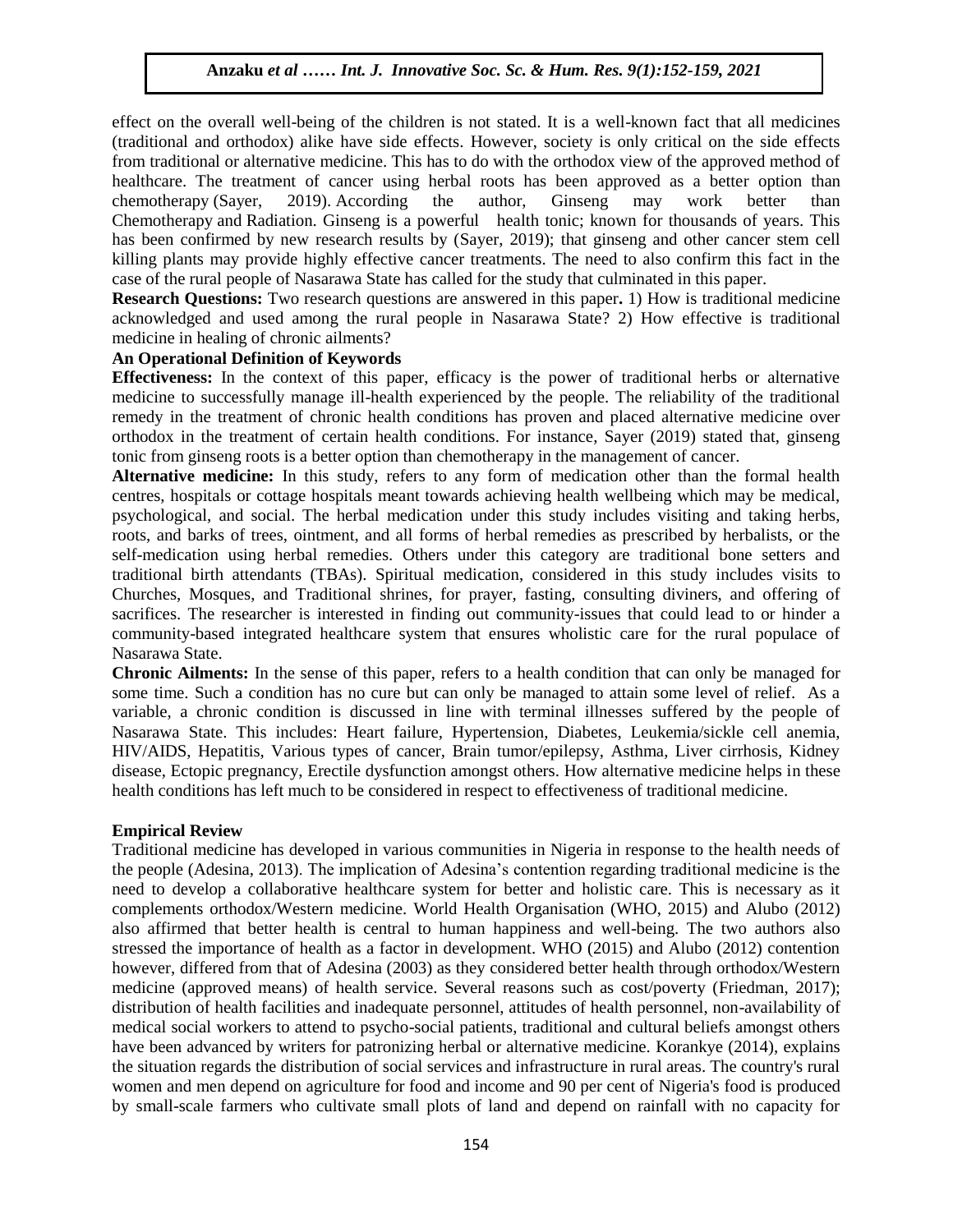effect on the overall well-being of the children is not stated. It is a well-known fact that all medicines (traditional and orthodox) alike have side effects. However, society is only critical on the side effects from traditional or alternative medicine. This has to do with the orthodox view of the approved method of healthcare. The treatment of cancer using herbal roots has been approved as a better option than chemotherapy (Sayer, 2019). According the author, Ginseng may work better than Chemotherapy and Radiation. Ginseng is a powerful health tonic; known for thousands of years. This has been confirmed by new research results by (Sayer, 2019); that ginseng and other cancer stem cell killing plants may provide highly effective cancer treatments. The need to also confirm this fact in the case of the rural people of Nasarawa State has called for the study that culminated in this paper.

**Research Questions:** Two research questions are answered in this paper**.** 1) How is traditional medicine acknowledged and used among the rural people in Nasarawa State? 2) How effective is traditional medicine in healing of chronic ailments?

**An Operational Definition of Keywords**

**Effectiveness:** In the context of this paper, efficacy is the power of traditional herbs or alternative medicine to successfully manage ill-health experienced by the people. The reliability of the traditional remedy in the treatment of chronic health conditions has proven and placed alternative medicine over orthodox in the treatment of certain health conditions. For instance, Sayer (2019) stated that, ginseng tonic from ginseng roots is a better option than chemotherapy in the management of cancer.

**Alternative medicine:** In this study, refers to any form of medication other than the formal health centres, hospitals or cottage hospitals meant towards achieving health wellbeing which may be medical, psychological, and social. The herbal medication under this study includes visiting and taking herbs, roots, and barks of trees, ointment, and all forms of herbal remedies as prescribed by herbalists, or the self-medication using herbal remedies. Others under this category are traditional bone setters and traditional birth attendants (TBAs). Spiritual medication, considered in this study includes visits to Churches, Mosques, and Traditional shrines, for prayer, fasting, consulting diviners, and offering of sacrifices. The researcher is interested in finding out community-issues that could lead to or hinder a community-based integrated healthcare system that ensures wholistic care for the rural populace of Nasarawa State.

**Chronic Ailments:** In the sense of this paper, refers to a health condition that can only be managed for some time. Such a condition has no cure but can only be managed to attain some level of relief. As a variable, a chronic condition is discussed in line with terminal illnesses suffered by the people of Nasarawa State. This includes: Heart failure, Hypertension, Diabetes, Leukemia/sickle cell anemia, HIV/AIDS, Hepatitis, Various types of cancer, Brain tumor/epilepsy, Asthma, Liver cirrhosis, Kidney disease, Ectopic pregnancy, Erectile dysfunction amongst others. How alternative medicine helps in these health conditions has left much to be considered in respect to effectiveness of traditional medicine.

**Empirical Review**

Traditional medicine has developed in various communities in Nigeria in response to the health needs of the people (Adesina, 2013). The implication of Adesina's contention regarding traditional medicine is the need to develop a collaborative healthcare system for better and holistic care. This is necessary as it complements orthodox/Western medicine. World Health Organisation (WHO, 2015) and Alubo (2012) also affirmed that better health is central to human happiness and well-being. The two authors also stressed the importance of health as a factor in development. WHO (2015) and Alubo (2012) contention however, differed from that of Adesina (2003) as they considered better health through orthodox/Western medicine (approved means) of health service. Several reasons such as cost/poverty (Friedman, 2017); distribution of health facilities and inadequate personnel, attitudes of health personnel, non-availability of medical social workers to attend to psycho-social patients, traditional and cultural beliefs amongst others have been advanced by writers for patronizing herbal or alternative medicine. Korankye (2014), explains the situation regards the distribution of social services and infrastructure in rural areas. The country's rural women and men depend on agriculture for food and income and 90 per cent of Nigeria's food is produced by small-scale farmers who cultivate small plots of land and depend on rainfall with no capacity for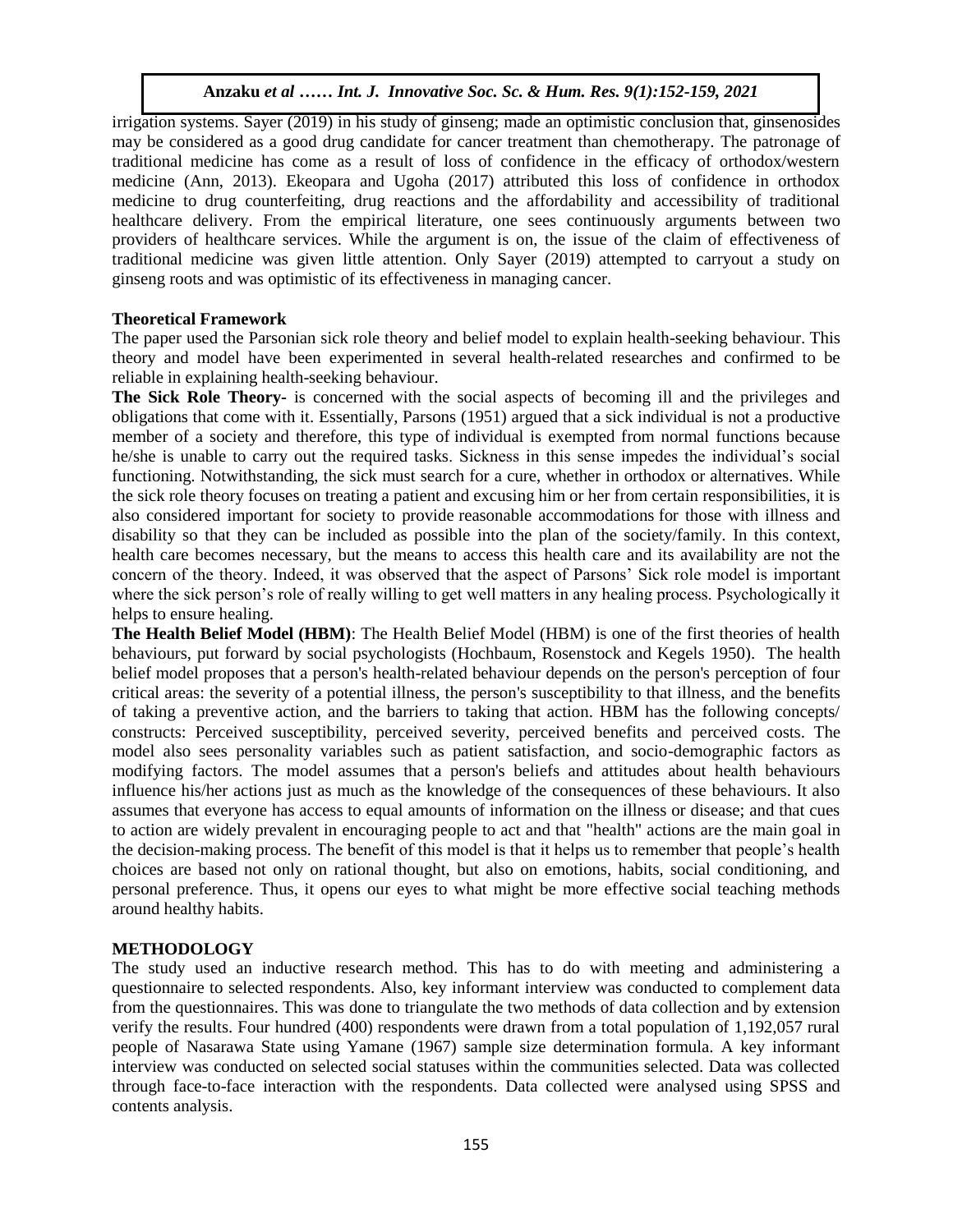irrigation systems. Sayer (2019) in his study of ginseng; made an optimistic conclusion that, ginsenosides may be considered as a good drug candidate for cancer treatment than chemotherapy. The patronage of traditional medicine has come as a result of loss of confidence in the efficacy of orthodox/western medicine (Ann, 2013). Ekeopara and Ugoha (2017) attributed this loss of confidence in orthodox medicine to drug counterfeiting, drug reactions and the affordability and accessibility of traditional healthcare delivery. From the empirical literature, one sees continuously arguments between two providers of healthcare services. While the argument is on, the issue of the claim of effectiveness of traditional medicine was given little attention. Only Sayer (2019) attempted to carryout a study on ginseng roots and was optimistic of its effectiveness in managing cancer.

**Theoretical Framework**

The paper used the Parsonian sick role theory and belief model to explain health-seeking behaviour. This theory and model have been experimented in several health-related researches and confirmed to be reliable in explaining health-seeking behaviour.

**The Sick Role Theory-** is concerned with the social aspects of becoming ill and the privileges and obligations that come with it. Essentially, Parsons (1951) argued that a sick individual is not a productive member of a society and therefore, this type of individual is exempted from normal functions because he/she is unable to carry out the required tasks. Sickness in this sense impedes the individual's social functioning. Notwithstanding, the sick must search for a cure, whether in orthodox or alternatives. While the sick role theory focuses on treating a patient and excusing him or her from certain responsibilities, it is also considered important for society to provide reasonable accommodations for those with illness and disability so that they can be included as possible into the plan of the society/family. In this context, health care becomes necessary, but the means to access this health care and its availability are not the concern of the theory. Indeed, it was observed that the aspect of Parsons' Sick role model is important where the sick person's role of really willing to get well matters in any healing process. Psychologically it helps to ensure healing.

**The Health Belief Model (HBM)**: The Health Belief Model (HBM) is one of the first theories of health behaviours, put forward by social psychologists (Hochbaum, Rosenstock and Kegels 1950). The health belief model proposes that a person's health-related behaviour depends on the person's perception of four critical areas: the severity of a potential illness, the person's susceptibility to that illness, and the benefits of taking a preventive action, and the barriers to taking that action. HBM has the following concepts/ constructs: Perceived susceptibility, perceived severity, perceived benefits and perceived costs. The model also sees personality variables such as patient satisfaction, and socio-demographic factors as modifying factors. The model assumes that a person's beliefs and attitudes about health behaviours influence his/her actions just as much as the knowledge of the consequences of these behaviours. It also assumes that everyone has access to equal amounts of information on the illness or disease; and that cues to action are widely prevalent in encouraging people to act and that "health" actions are the main goal in the decision-making process. The benefit of this model is that it helps us to remember that people's health choices are based not only on rational thought, but also on emotions, habits, social conditioning, and personal preference. Thus, it opens our eyes to what might be more effective social teaching methods around healthy habits.

## METHODOLOGY

The study used an inductive research method. This has to do with meeting and administering a questionnaire to selected respondents. Also, key informant interview was conducted to complement data from the questionnaires. This was done to triangulate the two methods of data collection and by extension verify the results. Four hundred (400) respondents were drawn from a total population of 1,192,057 rural people of Nasarawa State using Yamane (1967) sample size determination formula. A key informant interview was conducted on selected social statuses within the communities selected. Data was collected through face-to-face interaction with the respondents. Data collected were analysed using SPSS and contents analysis.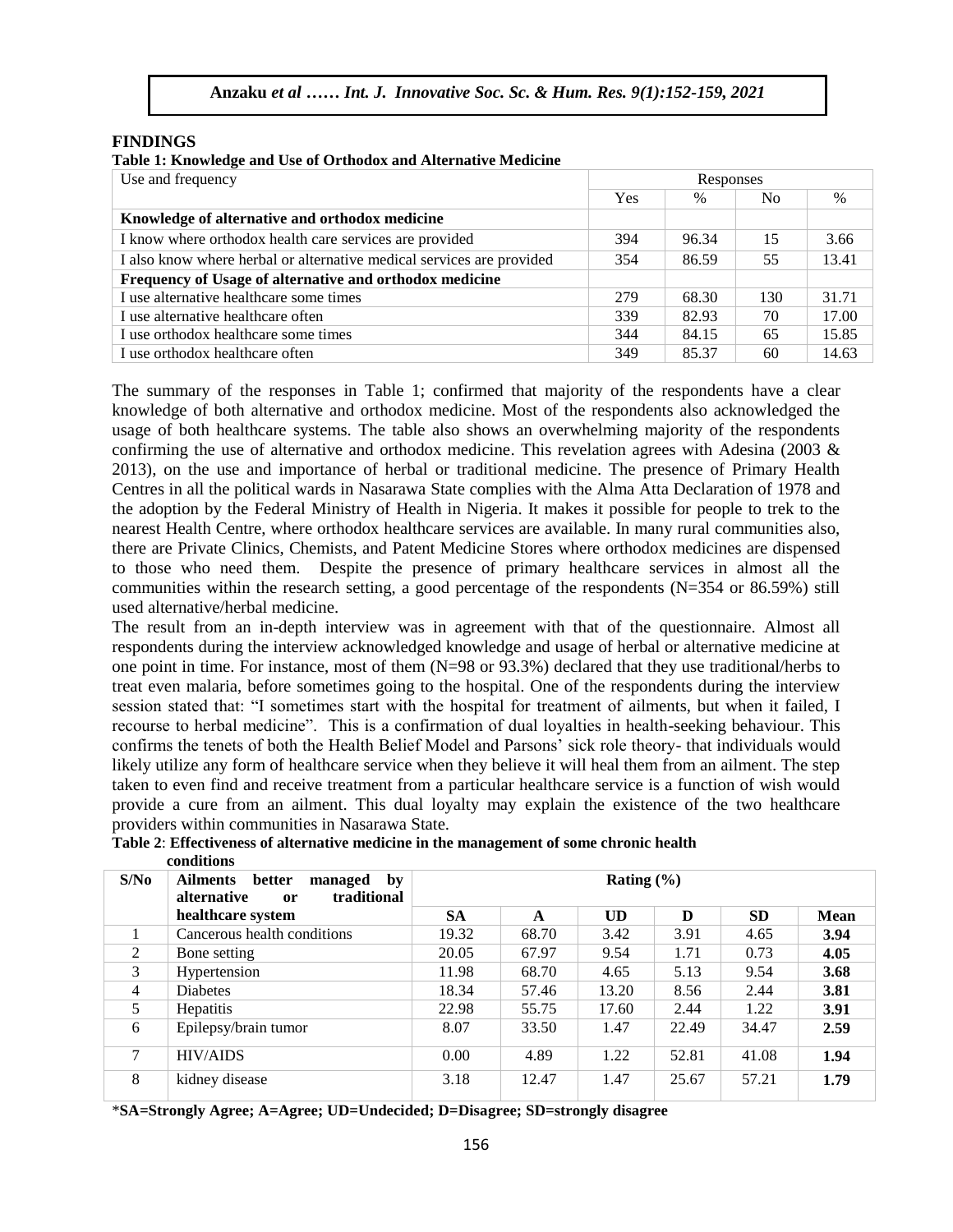## FINDINGS

**Table 1: Knowledge and Use of Orthodox and Alternative Medicine**

| Use and frequency | Responses | | | |
|---|---|---|---|---|
| | Yes | % | No | % |
| **Knowledge of alternative and orthodox medicine** | | | | |
| I know where orthodox health care services are provided | 394 | 96.34 | 15 | 3.66 |
| I also know where herbal or alternative medical services are provided | 354 | 86.59 | 55 | 13.41 |
| **Frequency of Usage of alternative and orthodox medicine** | | | | |
| I use alternative healthcare some times | 279 | 68.30 | 130 | 31.71 |
| I use alternative healthcare often | 339 | 82.93 | 70 | 17.00 |
| I use orthodox healthcare some times | 344 | 84.15 | 65 | 15.85 |
| I use orthodox healthcare often | 349 | 85.37 | 60 | 14.63 |

The summary of the responses in Table 1; confirmed that majority of the respondents have a clear knowledge of both alternative and orthodox medicine. Most of the respondents also acknowledged the usage of both healthcare systems. The table also shows an overwhelming majority of the respondents confirming the use of alternative and orthodox medicine. This revelation agrees with Adesina (2003 & 2013), on the use and importance of herbal or traditional medicine. The presence of Primary Health Centres in all the political wards in Nasarawa State complies with the Alma Atta Declaration of 1978 and the adoption by the Federal Ministry of Health in Nigeria. It makes it possible for people to trek to the nearest Health Centre, where orthodox healthcare services are available. In many rural communities also, there are Private Clinics, Chemists, and Patent Medicine Stores where orthodox medicines are dispensed to those who need them. Despite the presence of primary healthcare services in almost all the communities within the research setting, a good percentage of the respondents (N=354 or 86.59%) still used alternative/herbal medicine.

The result from an in-depth interview was in agreement with that of the questionnaire. Almost all respondents during the interview acknowledged knowledge and usage of herbal or alternative medicine at one point in time. For instance, most of them (N=98 or 93.3%) declared that they use traditional/herbs to treat even malaria, before sometimes going to the hospital. One of the respondents during the interview session stated that: "I sometimes start with the hospital for treatment of ailments, but when it failed, I recourse to herbal medicine". This is a confirmation of dual loyalties in health-seeking behaviour. This confirms the tenets of both the Health Belief Model and Parsons' sick role theory- that individuals would likely utilize any form of healthcare service when they believe it will heal them from an ailment. The step taken to even find and receive treatment from a particular healthcare service is a function of wish would provide a cure from an ailment. This dual loyalty may explain the existence of the two healthcare providers within communities in Nasarawa State.

**Table 2**: **Effectiveness of alternative medicine in the management of some chronic health conditions**

| S/No | Ailments better managed by alternative or traditional healthcare system | Rating (%) | | | | | |
|---|---|---|---|---|---|---|---|
| | | **SA** | **A** | **UD** | **D** | **SD** | **Mean** |
| 1 | Cancerous health conditions | 19.32 | 68.70 | 3.42 | 3.91 | 4.65 | **3.94** |
| 2 | Bone setting | 20.05 | 67.97 | 9.54 | 1.71 | 0.73 | **4.05** |
| 3 | Hypertension | 11.98 | 68.70 | 4.65 | 5.13 | 9.54 | **3.68** |
| 4 | Diabetes | 18.34 | 57.46 | 13.20 | 8.56 | 2.44 | **3.81** |
| 5 | Hepatitis | 22.98 | 55.75 | 17.60 | 2.44 | 1.22 | **3.91** |
| 6 | Epilepsy/brain tumor | 8.07 | 33.50 | 1.47 | 22.49 | 34.47 | **2.59** |
| 7 | HIV/AIDS | 0.00 | 4.89 | 1.22 | 52.81 | 41.08 | **1.94** |
| 8 | kidney disease | 3.18 | 12.47 | 1.47 | 25.67 | 57.21 | **1.79** |

***SA=Strongly Agree; A=Agree; UD=Undecided; D=Disagree; SD=strongly disagree**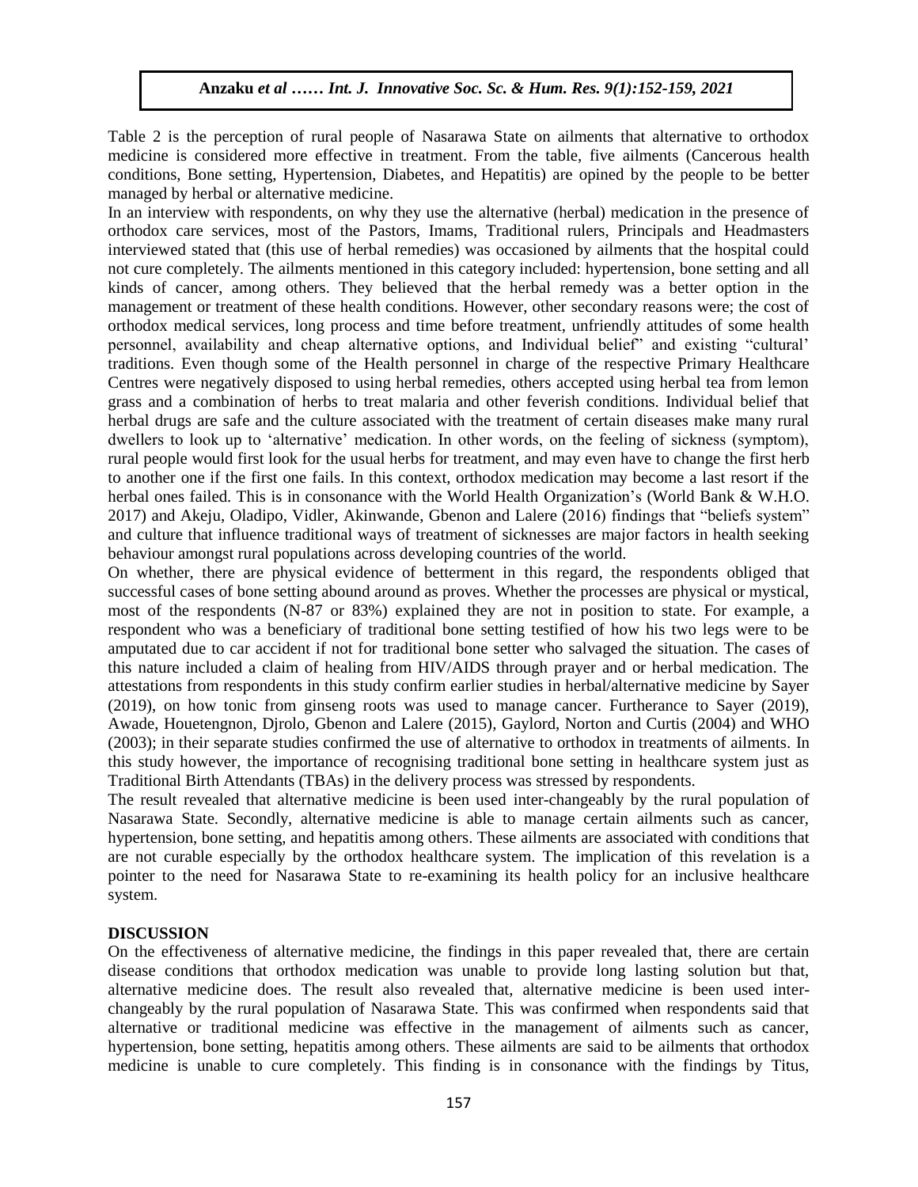Table 2 is the perception of rural people of Nasarawa State on ailments that alternative to orthodox medicine is considered more effective in treatment. From the table, five ailments (Cancerous health conditions, Bone setting, Hypertension, Diabetes, and Hepatitis) are opined by the people to be better managed by herbal or alternative medicine.

In an interview with respondents, on why they use the alternative (herbal) medication in the presence of orthodox care services, most of the Pastors, Imams, Traditional rulers, Principals and Headmasters interviewed stated that (this use of herbal remedies) was occasioned by ailments that the hospital could not cure completely. The ailments mentioned in this category included: hypertension, bone setting and all kinds of cancer, among others. They believed that the herbal remedy was a better option in the management or treatment of these health conditions. However, other secondary reasons were; the cost of orthodox medical services, long process and time before treatment, unfriendly attitudes of some health personnel, availability and cheap alternative options, and Individual belief" and existing "cultural' traditions. Even though some of the Health personnel in charge of the respective Primary Healthcare Centres were negatively disposed to using herbal remedies, others accepted using herbal tea from lemon grass and a combination of herbs to treat malaria and other feverish conditions. Individual belief that herbal drugs are safe and the culture associated with the treatment of certain diseases make many rural dwellers to look up to 'alternative' medication. In other words, on the feeling of sickness (symptom), rural people would first look for the usual herbs for treatment, and may even have to change the first herb to another one if the first one fails. In this context, orthodox medication may become a last resort if the herbal ones failed. This is in consonance with the World Health Organization's (World Bank & W.H.O. 2017) and Akeju, Oladipo, Vidler, Akinwande, Gbenon and Lalere (2016) findings that "beliefs system" and culture that influence traditional ways of treatment of sicknesses are major factors in health seeking behaviour amongst rural populations across developing countries of the world.

On whether, there are physical evidence of betterment in this regard, the respondents obliged that successful cases of bone setting abound around as proves. Whether the processes are physical or mystical, most of the respondents (N-87 or 83%) explained they are not in position to state. For example, a respondent who was a beneficiary of traditional bone setting testified of how his two legs were to be amputated due to car accident if not for traditional bone setter who salvaged the situation. The cases of this nature included a claim of healing from HIV/AIDS through prayer and or herbal medication. The attestations from respondents in this study confirm earlier studies in herbal/alternative medicine by Sayer (2019), on how tonic from ginseng roots was used to manage cancer. Furtherance to Sayer (2019), Awade, Houetengnon, Djrolo, Gbenon and Lalere (2015), Gaylord, Norton and Curtis (2004) and WHO (2003); in their separate studies confirmed the use of alternative to orthodox in treatments of ailments. In this study however, the importance of recognising traditional bone setting in healthcare system just as Traditional Birth Attendants (TBAs) in the delivery process was stressed by respondents.

The result revealed that alternative medicine is been used inter-changeably by the rural population of Nasarawa State. Secondly, alternative medicine is able to manage certain ailments such as cancer, hypertension, bone setting, and hepatitis among others. These ailments are associated with conditions that are not curable especially by the orthodox healthcare system. The implication of this revelation is a pointer to the need for Nasarawa State to re-examining its health policy for an inclusive healthcare system.

## DISCUSSION

On the effectiveness of alternative medicine, the findings in this paper revealed that, there are certain disease conditions that orthodox medication was unable to provide long lasting solution but that, alternative medicine does. The result also revealed that, alternative medicine is been used inter-changeably by the rural population of Nasarawa State. This was confirmed when respondents said that alternative or traditional medicine was effective in the management of ailments such as cancer, hypertension, bone setting, hepatitis among others. These ailments are said to be ailments that orthodox medicine is unable to cure completely. This finding is in consonance with the findings by Titus,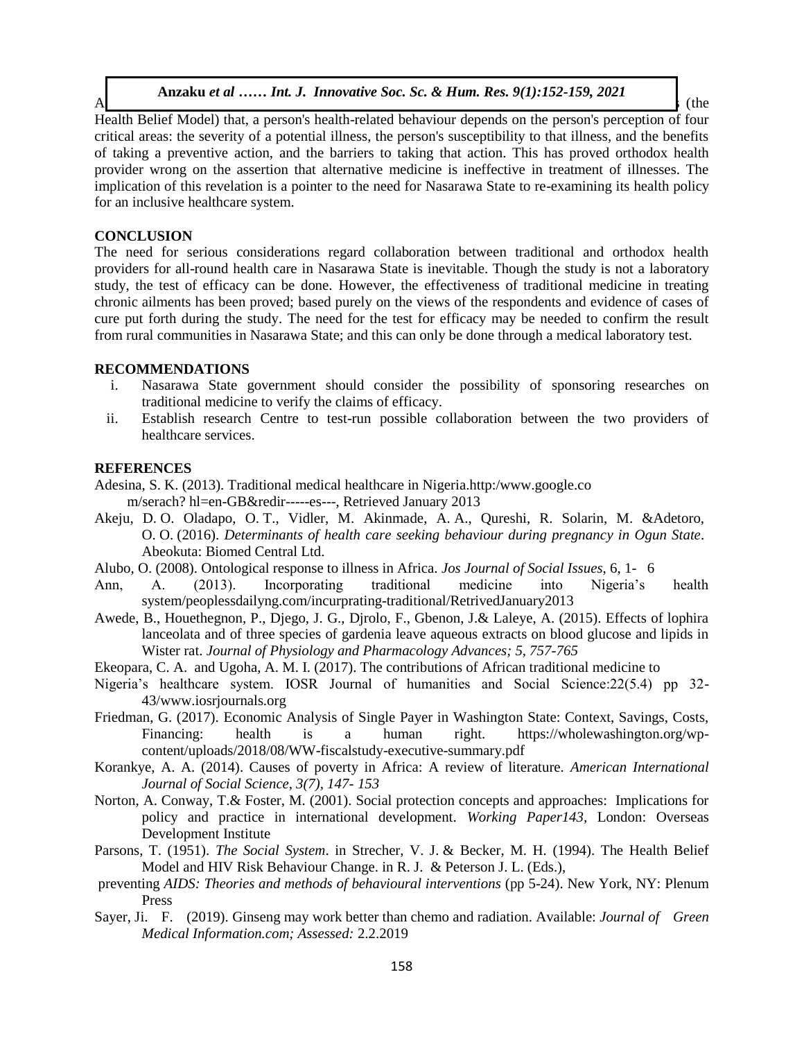A... (the Health Belief Model) that, a person's health-related behaviour depends on the person's perception of four critical areas: the severity of a potential illness, the person's susceptibility to that illness, and the benefits of taking a preventive action, and the barriers to taking that action. This has proved orthodox health provider wrong on the assertion that alternative medicine is ineffective in treatment of illnesses. The implication of this revelation is a pointer to the need for Nasarawa State to re-examining its health policy for an inclusive healthcare system.

## CONCLUSION

The need for serious considerations regard collaboration between traditional and orthodox health providers for all-round health care in Nasarawa State is inevitable. Though the study is not a laboratory study, the test of efficacy can be done. However, the effectiveness of traditional medicine in treating chronic ailments has been proved; based purely on the views of the respondents and evidence of cases of cure put forth during the study. The need for the test for efficacy may be needed to confirm the result from rural communities in Nasarawa State; and this can only be done through a medical laboratory test.

## RECOMMENDATIONS

i. Nasarawa State government should consider the possibility of sponsoring researches on traditional medicine to verify the claims of efficacy.
ii. Establish research Centre to test-run possible collaboration between the two providers of healthcare services.

## REFERENCES

Adesina, S. K. (2013). Traditional medical healthcare in Nigeria.http:/www.google.co m/serach? hl=en-GB&redir-----es---, Retrieved January 2013

Akeju, D. O. Oladapo, O. T., Vidler, M. Akinmade, A. A., Qureshi, R. Solarin, M. &Adetoro, O. O. (2016). *Determinants of health care seeking behaviour during pregnancy in Ogun State*. Abeokuta: Biomed Central Ltd.

Alubo, O. (2008). Ontological response to illness in Africa. *Jos Journal of Social Issues*, 6, 1- 6

Ann, A. (2013). Incorporating traditional medicine into Nigeria's health system/peoplessdailyng.com/incurprating-traditional/RetrivedJanuary2013

Awede, B., Houethegnon, P., Djego, J. G., Djrolo, F., Gbenon, J.& Laleye, A. (2015). Effects of lophira lanceolata and of three species of gardenia leave aqueous extracts on blood glucose and lipids in Wister rat. *Journal of Physiology and Pharmacology Advances; 5, 757-765*

Ekeopara, C. A. and Ugoha, A. M. I. (2017). The contributions of African traditional medicine to Nigeria's healthcare system. IOSR Journal of humanities and Social Science:22(5.4) pp 32-43/www.iosrjournals.org

Friedman, G. (2017). Economic Analysis of Single Payer in Washington State: Context, Savings, Costs, Financing: health is a human right. https://wholewashington.org/wp-content/uploads/2018/08/WW-fiscalstudy-executive-summary.pdf

Korankye, A. A. (2014). Causes of poverty in Africa: A review of literature. *American International Journal of Social Science, 3(7), 147- 153*

Norton, A. Conway, T.& Foster, M. (2001). Social protection concepts and approaches: Implications for policy and practice in international development. *Working Paper143,* London: Overseas Development Institute

Parsons, T. (1951). *The Social System*. in Strecher, V. J. & Becker, M. H. (1994). The Health Belief Model and HIV Risk Behaviour Change. in R. J. & Peterson J. L. (Eds.), preventing *AIDS: Theories and methods of behavioural interventions* (pp 5-24). New York, NY: Plenum Press

Sayer, Ji. F. (2019). Ginseng may work better than chemo and radiation. Available: *Journal of Green Medical Information.com; Assessed:* 2.2.2019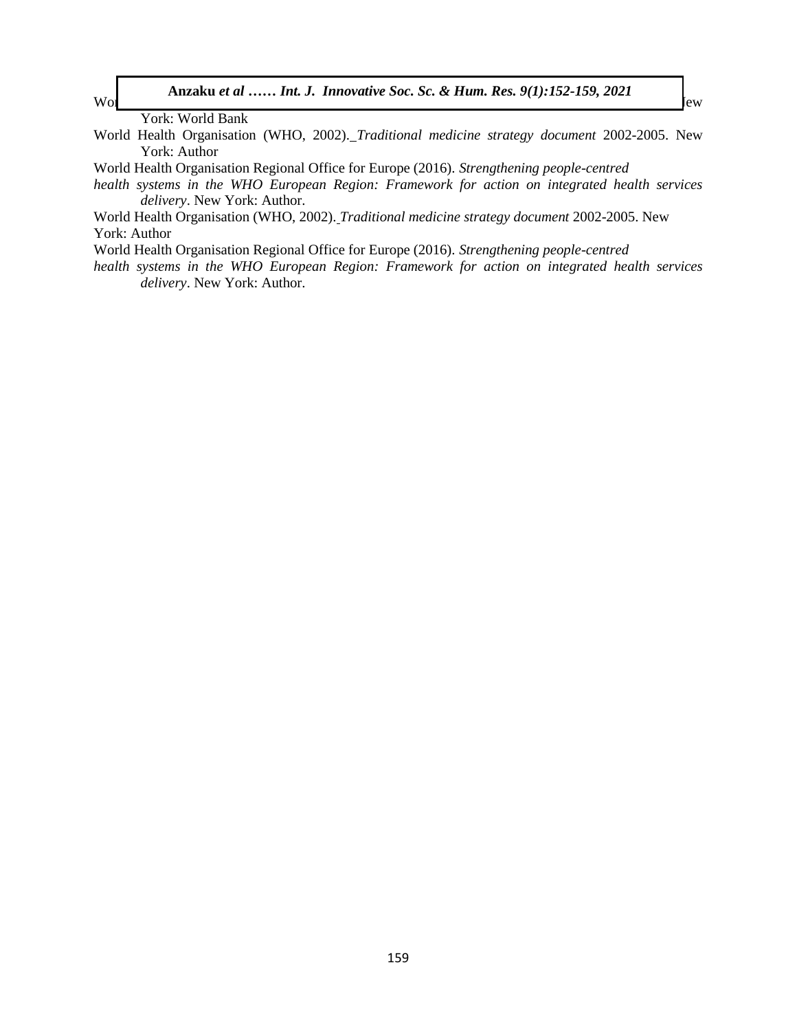Wo... ...ew York: World Bank

World Health Organisation (WHO, 2002). *Traditional medicine strategy document* 2002-2005. New York: Author

World Health Organisation Regional Office for Europe (2016). *Strengthening people-centred health systems in the WHO European Region: Framework for action on integrated health services delivery*. New York: Author.

World Health Organisation (WHO, 2002). *Traditional medicine strategy document* 2002-2005. New York: Author

World Health Organisation Regional Office for Europe (2016). *Strengthening people-centred health systems in the WHO European Region: Framework for action on integrated health services delivery*. New York: Author.